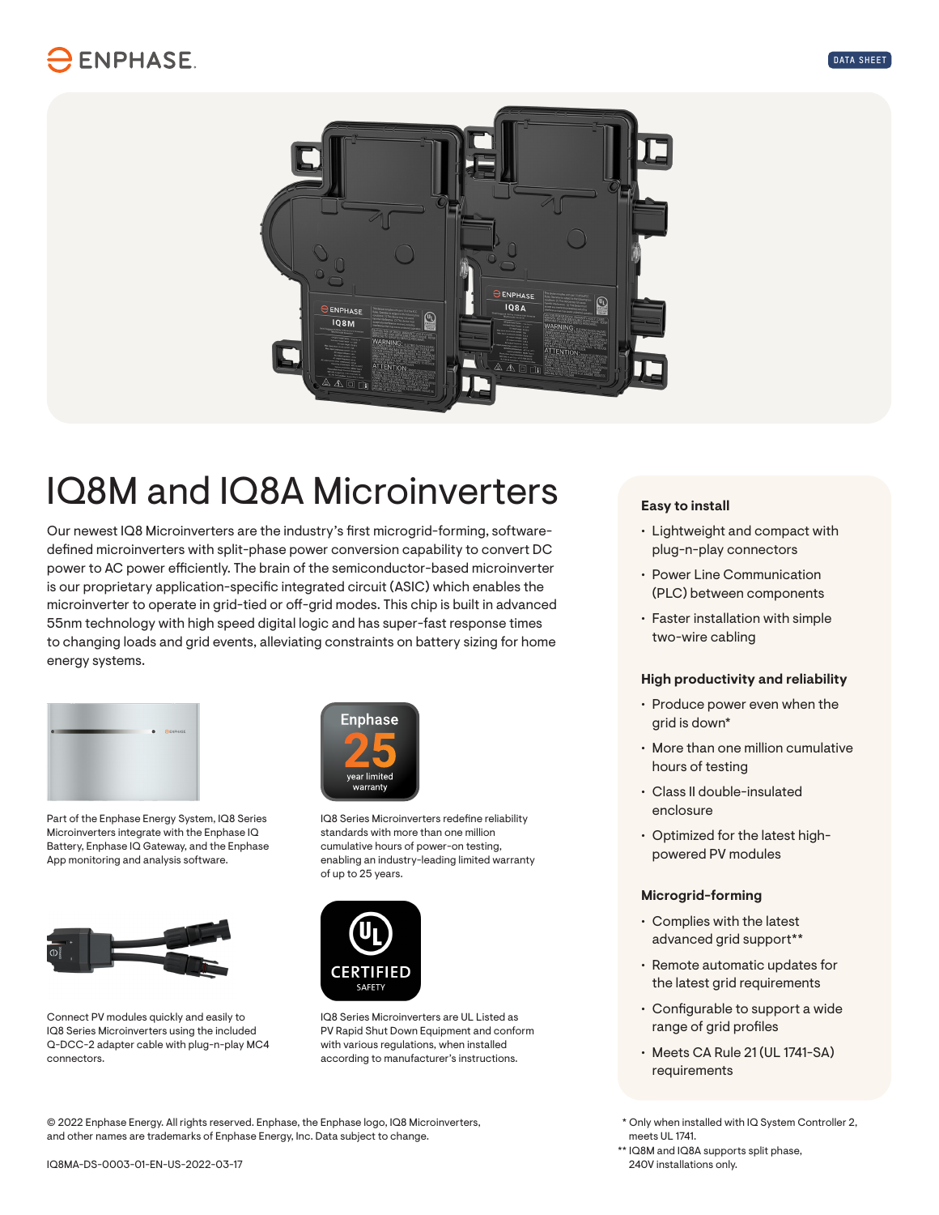DATA SHEET

# IQ8M and IQ8A Microinverters

Our newest IQ8 Microinverters are the industry's first microgrid-forming, software-defined microinverters with split-phase power conversion capability to convert DC power to AC power efficiently. The brain of the semiconductor-based microinverter is our proprietary application-specific integrated circuit (ASIC) which enables the microinverter to operate in grid-tied or off-grid modes. This chip is built in advanced 55nm technology with high speed digital logic and has super-fast response times to changing loads and grid events, alleviating constraints on battery sizing for home energy systems.

Part of the Enphase Energy System, IQ8 Series Microinverters integrate with the Enphase IQ Battery, Enphase IQ Gateway, and the Enphase App monitoring and analysis software.

Enphase 25 year limited warranty

IQ8 Series Microinverters redefine reliability standards with more than one million cumulative hours of power-on testing, enabling an industry-leading limited warranty of up to 25 years.

Connect PV modules quickly and easily to IQ8 Series Microinverters using the included Q-DCC-2 adapter cable with plug-n-play MC4 connectors.

CERTIFIED SAFETY

IQ8 Series Microinverters are UL Listed as PV Rapid Shut Down Equipment and conform with various regulations, when installed according to manufacturer's instructions.

### Easy to install

- Lightweight and compact with plug-n-play connectors
- Power Line Communication (PLC) between components
- Faster installation with simple two-wire cabling

### High productivity and reliability

- Produce power even when the grid is down*
- More than one million cumulative hours of testing
- Class II double-insulated enclosure
- Optimized for the latest high-powered PV modules

### Microgrid-forming

- Complies with the latest advanced grid support**
- Remote automatic updates for the latest grid requirements
- Configurable to support a wide range of grid profiles
- Meets CA Rule 21 (UL 1741-SA) requirements

\* Only when installed with IQ System Controller 2, meets UL 1741.

** IQ8M and IQ8A supports split phase, 240V installations only.

© 2022 Enphase Energy. All rights reserved. Enphase, the Enphase logo, IQ8 Microinverters, and other names are trademarks of Enphase Energy, Inc. Data subject to change.

IQ8MA-DS-0003-01-EN-US-2022-03-17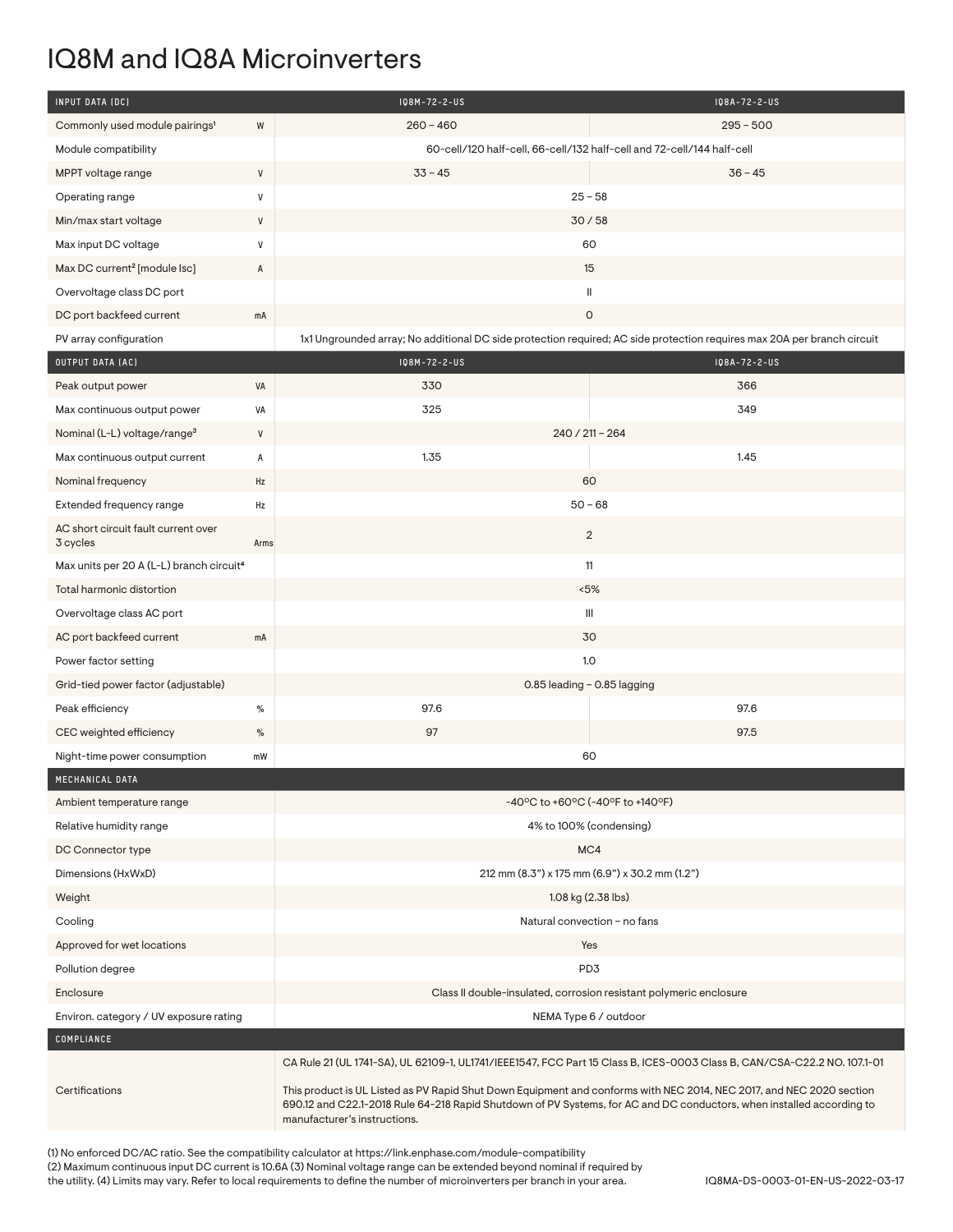# IQ8M and IQ8A Microinverters

| INPUT DATA (DC) | | IQ8M-72-2-US | IQ8A-72-2-US |
|---|---|---|---|
| Commonly used module pairings[1] | W | 260 – 460 | 295 – 500 |
| Module compatibility | | 60-cell/120 half-cell, 66-cell/132 half-cell and 72-cell/144 half-cell | |
| MPPT voltage range | V | 33 – 45 | 36 – 45 |
| Operating range | V | 25 – 58 | |
| Min/max start voltage | V | 30 / 58 | |
| Max input DC voltage | V | 60 | |
| Max DC current[2] [module Isc] | A | 15 | |
| Overvoltage class DC port | | II | |
| DC port backfeed current | mA | 0 | |
| PV array configuration | | 1x1 Ungrounded array; No additional DC side protection required; AC side protection requires max 20A per branch circuit | |
| **OUTPUT DATA (AC)** | | **IQ8M-72-2-US** | **IQ8A-72-2-US** |
| Peak output power | VA | 330 | 366 |
| Max continuous output power | VA | 325 | 349 |
| Nominal (L-L) voltage/range[3] | V | 240 / 211 – 264 | |
| Max continuous output current | A | 1.35 | 1.45 |
| Nominal frequency | Hz | 60 | |
| Extended frequency range | Hz | 50 – 68 | |
| AC short circuit fault current over 3 cycles | Arms | 2 | |
| Max units per 20 A (L-L) branch circuit[4] | | 11 | |
| Total harmonic distortion | | <5% | |
| Overvoltage class AC port | | III | |
| AC port backfeed current | mA | 30 | |
| Power factor setting | | 1.0 | |
| Grid-tied power factor (adjustable) | | 0.85 leading – 0.85 lagging | |
| Peak efficiency | % | 97.6 | 97.6 |
| CEC weighted efficiency | % | 97 | 97.5 |
| Night-time power consumption | mW | 60 | |
| **MECHANICAL DATA** | | | |
| Ambient temperature range | | -40ºC to +60ºC (-40ºF to +140ºF) | |
| Relative humidity range | | 4% to 100% (condensing) | |
| DC Connector type | | MC4 | |
| Dimensions (HxWxD) | | 212 mm (8.3") x 175 mm (6.9") x 30.2 mm (1.2") | |
| Weight | | 1.08 kg (2.38 lbs) | |
| Cooling | | Natural convection – no fans | |
| Approved for wet locations | | Yes | |
| Pollution degree | | PD3 | |
| Enclosure | | Class II double-insulated, corrosion resistant polymeric enclosure | |
| Environ. category / UV exposure rating | | NEMA Type 6 / outdoor | |
| **COMPLIANCE** | | | |
| Certifications | | CA Rule 21 (UL 1741-SA), UL 62109-1, UL1741/IEEE1547, FCC Part 15 Class B, ICES-0003 Class B, CAN/CSA-C22.2 NO. 107.1-01<br><br>This product is UL Listed as PV Rapid Shut Down Equipment and conforms with NEC 2014, NEC 2017, and NEC 2020 section 690.12 and C22.1-2018 Rule 64-218 Rapid Shutdown of PV Systems, for AC and DC conductors, when installed according to manufacturer's instructions. | |

(1) No enforced DC/AC ratio. See the compatibility calculator at https://link.enphase.com/module-compatibility
(2) Maximum continuous input DC current is 10.6A (3) Nominal voltage range can be extended beyond nominal if required by the utility. (4) Limits may vary. Refer to local requirements to define the number of microinverters per branch in your area.

IQ8MA-DS-0003-01-EN-US-2022-03-17